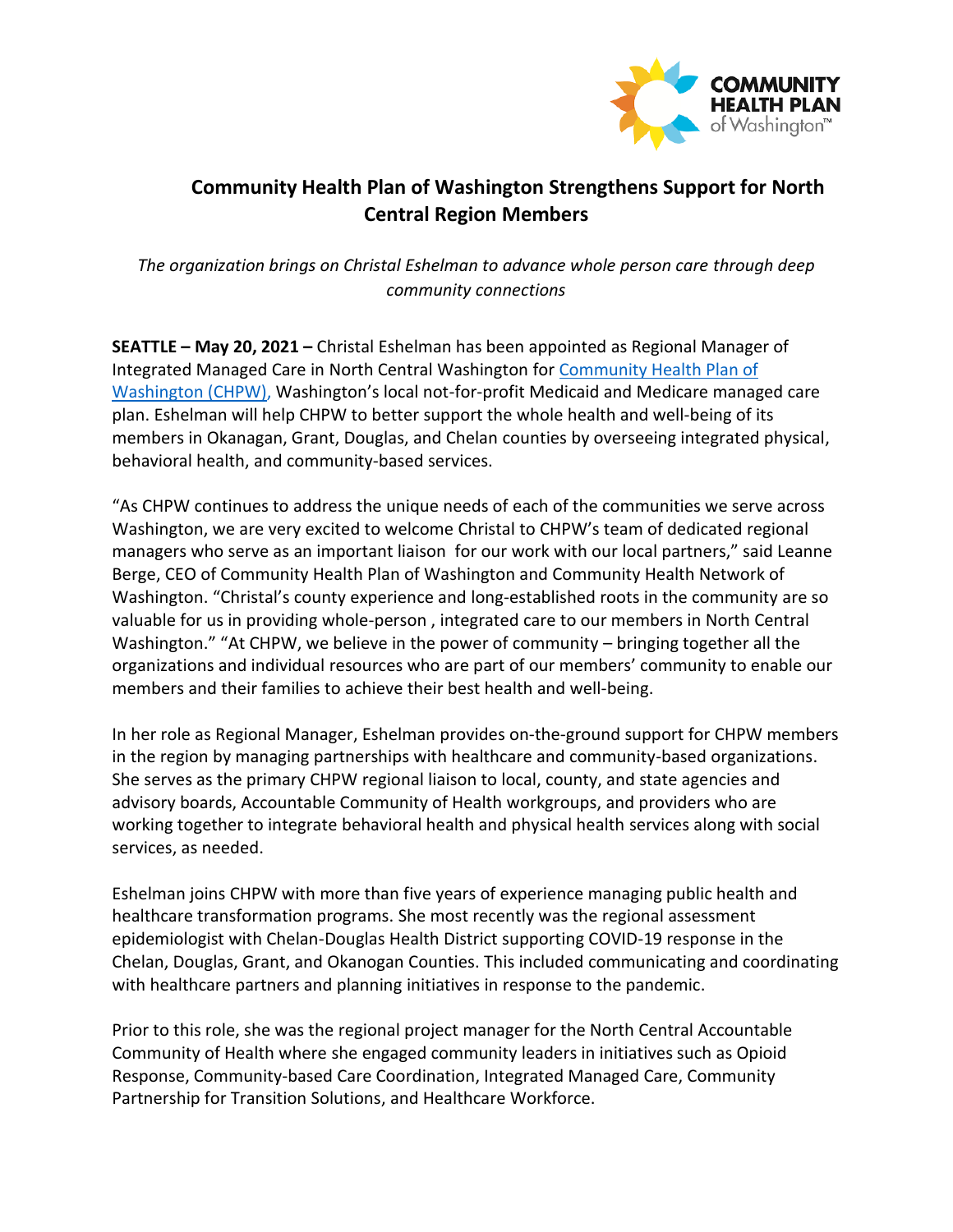# Community Health Plan of Washington Strengthens Support for North Central Region Members

*The organization brings on Christal Eshelman to advance whole person care through deep community connections*

**SEATTLE – May 20, 2021 –** Christal Eshelman has been appointed as Regional Manager of Integrated Managed Care in North Central Washington for [Community Health Plan of Washington (CHPW)](), Washington's local not-for-profit Medicaid and Medicare managed care plan. Eshelman will help CHPW to better support the whole health and well-being of its members in Okanagan, Grant, Douglas, and Chelan counties by overseeing integrated physical, behavioral health, and community-based services.

"As CHPW continues to address the unique needs of each of the communities we serve across Washington, we are very excited to welcome Christal to CHPW's team of dedicated regional managers who serve as an important liaison for our work with our local partners," said Leanne Berge, CEO of Community Health Plan of Washington and Community Health Network of Washington. "Christal's county experience and long-established roots in the community are so valuable for us in providing whole-person , integrated care to our members in North Central Washington." "At CHPW, we believe in the power of community – bringing together all the organizations and individual resources who are part of our members' community to enable our members and their families to achieve their best health and well-being.

In her role as Regional Manager, Eshelman provides on-the-ground support for CHPW members in the region by managing partnerships with healthcare and community-based organizations. She serves as the primary CHPW regional liaison to local, county, and state agencies and advisory boards, Accountable Community of Health workgroups, and providers who are working together to integrate behavioral health and physical health services along with social services, as needed.

Eshelman joins CHPW with more than five years of experience managing public health and healthcare transformation programs. She most recently was the regional assessment epidemiologist with Chelan-Douglas Health District supporting COVID-19 response in the Chelan, Douglas, Grant, and Okanogan Counties. This included communicating and coordinating with healthcare partners and planning initiatives in response to the pandemic.

Prior to this role, she was the regional project manager for the North Central Accountable Community of Health where she engaged community leaders in initiatives such as Opioid Response, Community-based Care Coordination, Integrated Managed Care, Community Partnership for Transition Solutions, and Healthcare Workforce.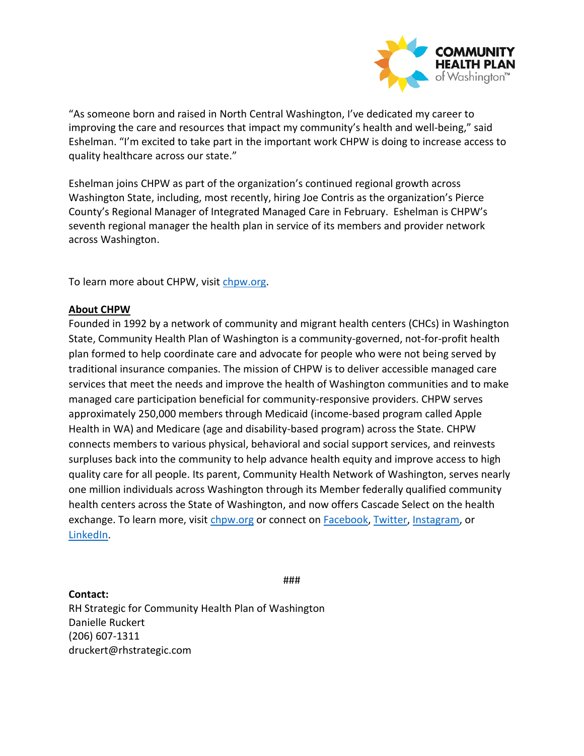"As someone born and raised in North Central Washington, I've dedicated my career to improving the care and resources that impact my community's health and well-being," said Eshelman. "I'm excited to take part in the important work CHPW is doing to increase access to quality healthcare across our state."

Eshelman joins CHPW as part of the organization's continued regional growth across Washington State, including, most recently, hiring Joe Contris as the organization's Pierce County's Regional Manager of Integrated Managed Care in February. Eshelman is CHPW's seventh regional manager the health plan in service of its members and provider network across Washington.

To learn more about CHPW, visit [chpw.org](chpw.org).

**About CHPW**

Founded in 1992 by a network of community and migrant health centers (CHCs) in Washington State, Community Health Plan of Washington is a community-governed, not-for-profit health plan formed to help coordinate care and advocate for people who were not being served by traditional insurance companies. The mission of CHPW is to deliver accessible managed care services that meet the needs and improve the health of Washington communities and to make managed care participation beneficial for community-responsive providers. CHPW serves approximately 250,000 members through Medicaid (income-based program called Apple Health in WA) and Medicare (age and disability-based program) across the State. CHPW connects members to various physical, behavioral and social support services, and reinvests surpluses back into the community to help advance health equity and improve access to high quality care for all people. Its parent, Community Health Network of Washington, serves nearly one million individuals across Washington through its Member federally qualified community health centers across the State of Washington, and now offers Cascade Select on the health exchange. To learn more, visit [chpw.org](chpw.org) or connect on Facebook, Twitter, Instagram, or LinkedIn.

###

**Contact:**
RH Strategic for Community Health Plan of Washington
Danielle Ruckert
(206) 607-1311
druckert@rhstrategic.com